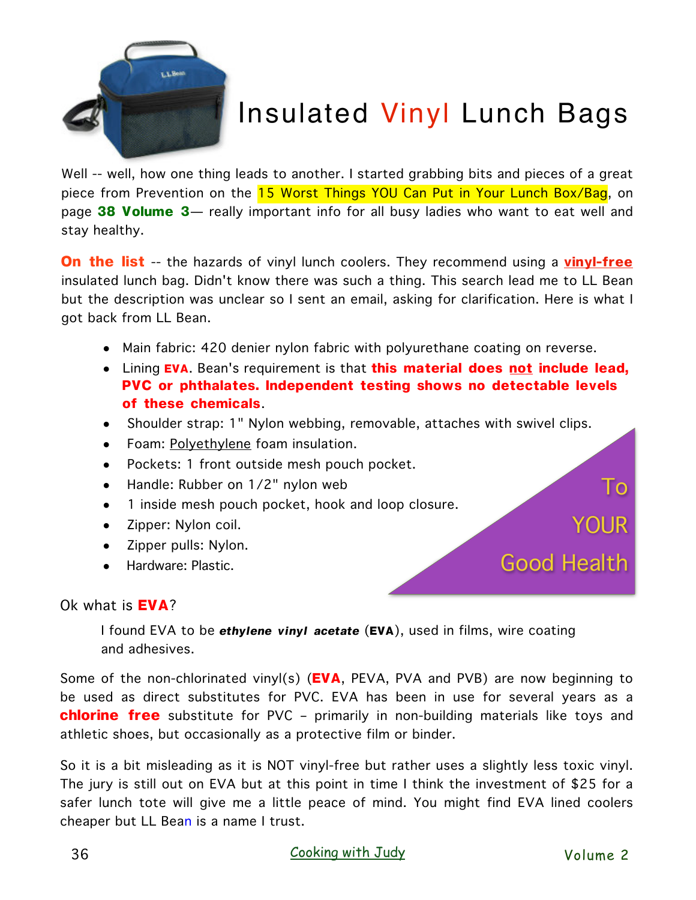# Insulated Vinyl Lunch Bags

Well -- well, how one thing leads to another. I started grabbing bits and pieces of a great piece from Prevention on the 15 Worst Things YOU Can Put in Your Lunch Box/Bag, on page **38 Volume 3**— really important info for all busy ladies who want to eat well and stay healthy.

**On the list** -- the hazards of vinyl lunch coolers. They recommend using a **vinyl-free** insulated lunch bag. Didn't know there was such a thing. This search lead me to LL Bean but the description was unclear so I sent an email, asking for clarification. Here is what I got back from LL Bean.

- Main fabric: 420 denier nylon fabric with polyurethane coating on reverse.
- Lining **EVA**. Bean's requirement is that **this material does not include lead, PVC or phthalates. Independent testing shows no detectable levels of these chemicals**.
- Shoulder strap: 1" Nylon webbing, removable, attaches with swivel clips.
- Foam: Polyethylene foam insulation.
- Pockets: 1 front outside mesh pouch pocket.
- Handle: Rubber on 1/2" nylon web
- 1 inside mesh pouch pocket, hook and loop closure.
- Zipper: Nylon coil.
- Zipper pulls: Nylon.
- Hardware: Plastic.

To YOUR Good Health

Ok what is **EVA**?

> I found EVA to be ***ethylene vinyl acetate*** (**EVA**), used in films, wire coating and adhesives.

Some of the non-chlorinated vinyl(s) (**EVA**, PEVA, PVA and PVB) are now beginning to be used as direct substitutes for PVC. EVA has been in use for several years as a **chlorine free** substitute for PVC – primarily in non-building materials like toys and athletic shoes, but occasionally as a protective film or binder.

So it is a bit misleading as it is NOT vinyl-free but rather uses a slightly less toxic vinyl. The jury is still out on EVA but at this point in time I think the investment of $25 for a safer lunch tote will give me a little peace of mind. You might find EVA lined coolers cheaper but LL Bean is a name I trust.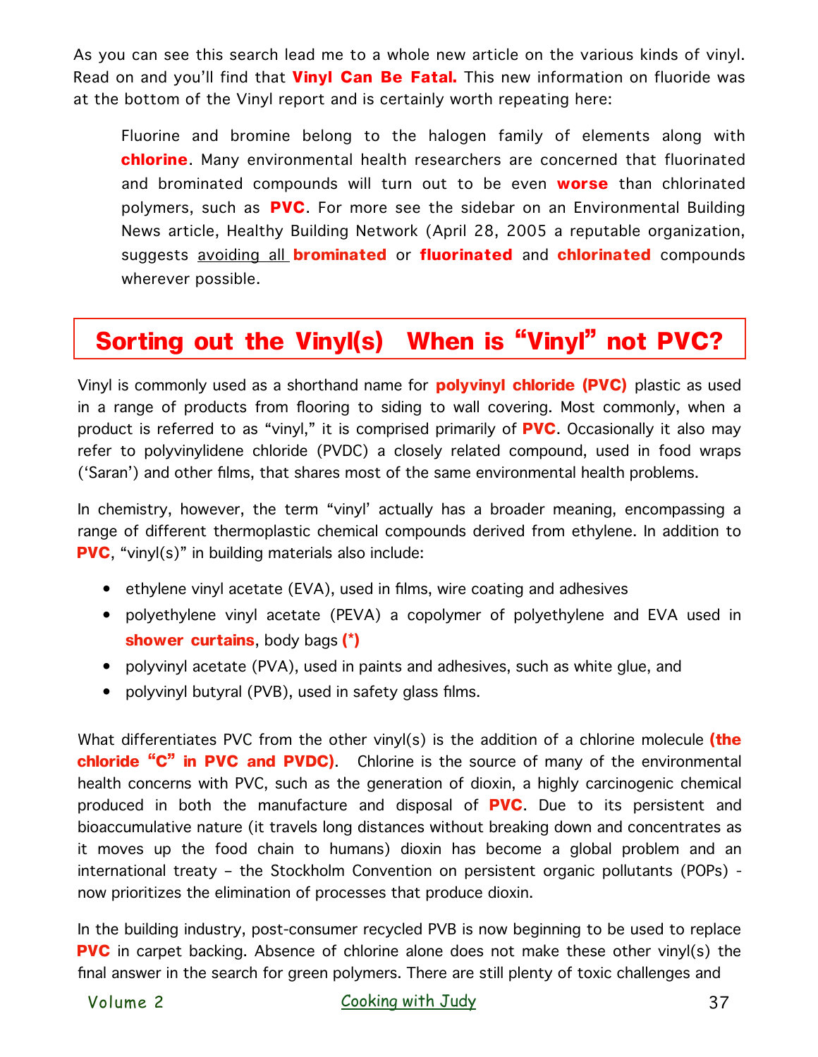As you can see this search lead me to a whole new article on the various kinds of vinyl. Read on and you'll find that **Vinyl Can Be Fatal.** This new information on fluoride was at the bottom of the Vinyl report and is certainly worth repeating here:

> Fluorine and bromine belong to the halogen family of elements along with **chlorine**. Many environmental health researchers are concerned that fluorinated and brominated compounds will turn out to be even **worse** than chlorinated polymers, such as **PVC**. For more see the sidebar on an Environmental Building News article, Healthy Building Network (April 28, 2005 a reputable organization, suggests avoiding all **brominated** or **fluorinated** and **chlorinated** compounds wherever possible.

## Sorting out the Vinyl(s) When is "Vinyl" not PVC?

Vinyl is commonly used as a shorthand name for **polyvinyl chloride (PVC)** plastic as used in a range of products from flooring to siding to wall covering. Most commonly, when a product is referred to as "vinyl," it is comprised primarily of **PVC**. Occasionally it also may refer to polyvinylidene chloride (PVDC) a closely related compound, used in food wraps ('Saran') and other films, that shares most of the same environmental health problems.

In chemistry, however, the term "vinyl' actually has a broader meaning, encompassing a range of different thermoplastic chemical compounds derived from ethylene. In addition to **PVC**, "vinyl(s)" in building materials also include:

- ethylene vinyl acetate (EVA), used in films, wire coating and adhesives
- polyethylene vinyl acetate (PEVA) a copolymer of polyethylene and EVA used in **shower curtains**, body bags **(*)**
- polyvinyl acetate (PVA), used in paints and adhesives, such as white glue, and
- polyvinyl butyral (PVB), used in safety glass films.

What differentiates PVC from the other vinyl(s) is the addition of a chlorine molecule **(the chloride "C" in PVC and PVDC)**. Chlorine is the source of many of the environmental health concerns with PVC, such as the generation of dioxin, a highly carcinogenic chemical produced in both the manufacture and disposal of **PVC**. Due to its persistent and bioaccumulative nature (it travels long distances without breaking down and concentrates as it moves up the food chain to humans) dioxin has become a global problem and an international treaty – the Stockholm Convention on persistent organic pollutants (POPs) - now prioritizes the elimination of processes that produce dioxin.

In the building industry, post-consumer recycled PVB is now beginning to be used to replace **PVC** in carpet backing. Absence of chlorine alone does not make these other vinyl(s) the final answer in the search for green polymers. There are still plenty of toxic challenges and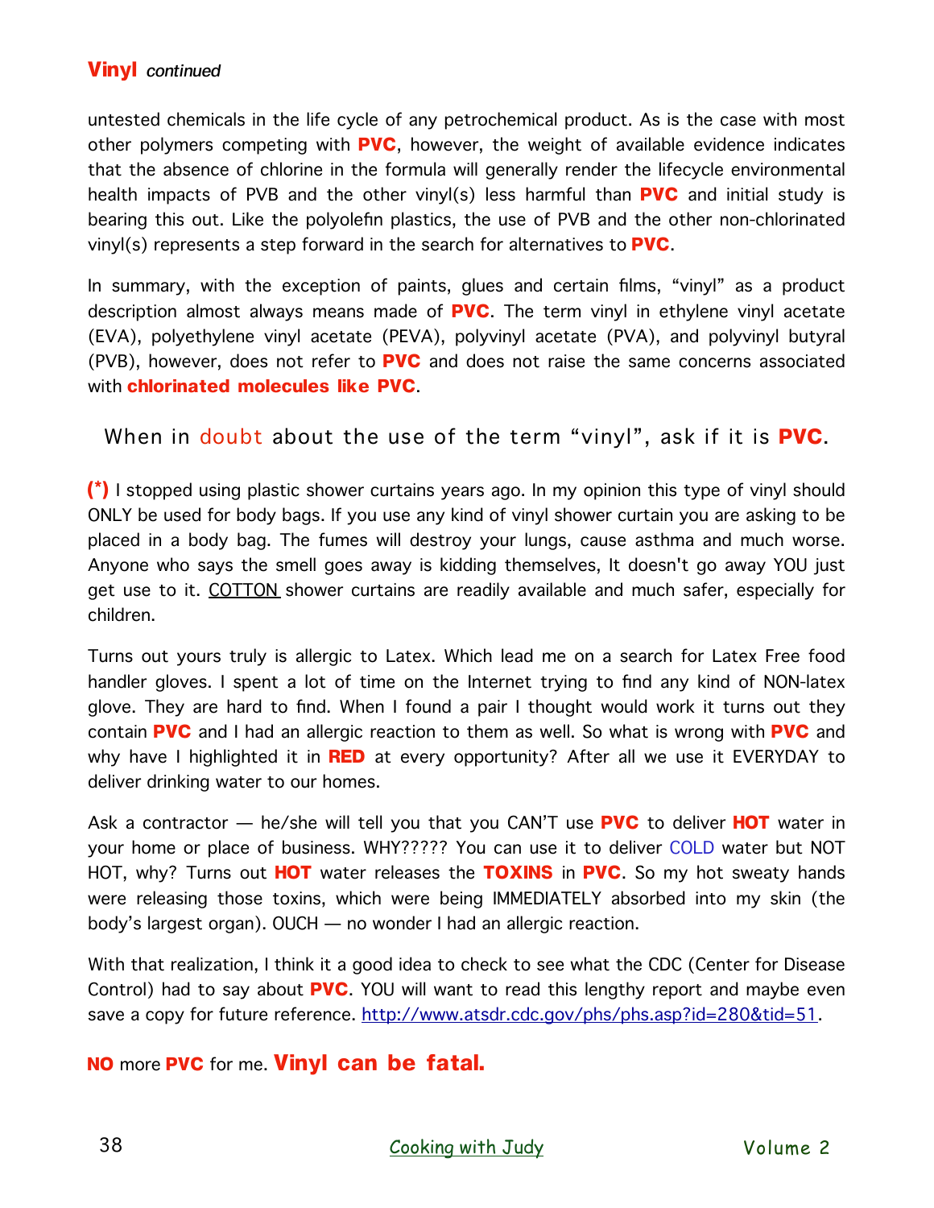**Vinyl** *continued*

untested chemicals in the life cycle of any petrochemical product. As is the case with most other polymers competing with **PVC**, however, the weight of available evidence indicates that the absence of chlorine in the formula will generally render the lifecycle environmental health impacts of PVB and the other vinyl(s) less harmful than **PVC** and initial study is bearing this out. Like the polyolefin plastics, the use of PVB and the other non-chlorinated vinyl(s) represents a step forward in the search for alternatives to **PVC**.

In summary, with the exception of paints, glues and certain films, "vinyl" as a product description almost always means made of **PVC**. The term vinyl in ethylene vinyl acetate (EVA), polyethylene vinyl acetate (PEVA), polyvinyl acetate (PVA), and polyvinyl butyral (PVB), however, does not refer to **PVC** and does not raise the same concerns associated with **chlorinated molecules like PVC**.

When in doubt about the use of the term "vinyl", ask if it is **PVC**.

**(*)** I stopped using plastic shower curtains years ago. In my opinion this type of vinyl should ONLY be used for body bags. If you use any kind of vinyl shower curtain you are asking to be placed in a body bag. The fumes will destroy your lungs, cause asthma and much worse. Anyone who says the smell goes away is kidding themselves, It doesn't go away YOU just get use to it. COTTON shower curtains are readily available and much safer, especially for children.

Turns out yours truly is allergic to Latex. Which lead me on a search for Latex Free food handler gloves. I spent a lot of time on the Internet trying to find any kind of NON-latex glove. They are hard to find. When I found a pair I thought would work it turns out they contain **PVC** and I had an allergic reaction to them as well. So what is wrong with **PVC** and why have I highlighted it in **RED** at every opportunity? After all we use it EVERYDAY to deliver drinking water to our homes.

Ask a contractor — he/she will tell you that you CAN'T use **PVC** to deliver **HOT** water in your home or place of business. WHY????? You can use it to deliver COLD water but NOT HOT, why? Turns out **HOT** water releases the **TOXINS** in **PVC**. So my hot sweaty hands were releasing those toxins, which were being IMMEDIATELY absorbed into my skin (the body's largest organ). OUCH — no wonder I had an allergic reaction.

With that realization, I think it a good idea to check to see what the CDC (Center for Disease Control) had to say about **PVC**. YOU will want to read this lengthy report and maybe even save a copy for future reference. http://www.atsdr.cdc.gov/phs/phs.asp?id=280&tid=51.

**NO** more **PVC** for me. **Vinyl can be fatal.**